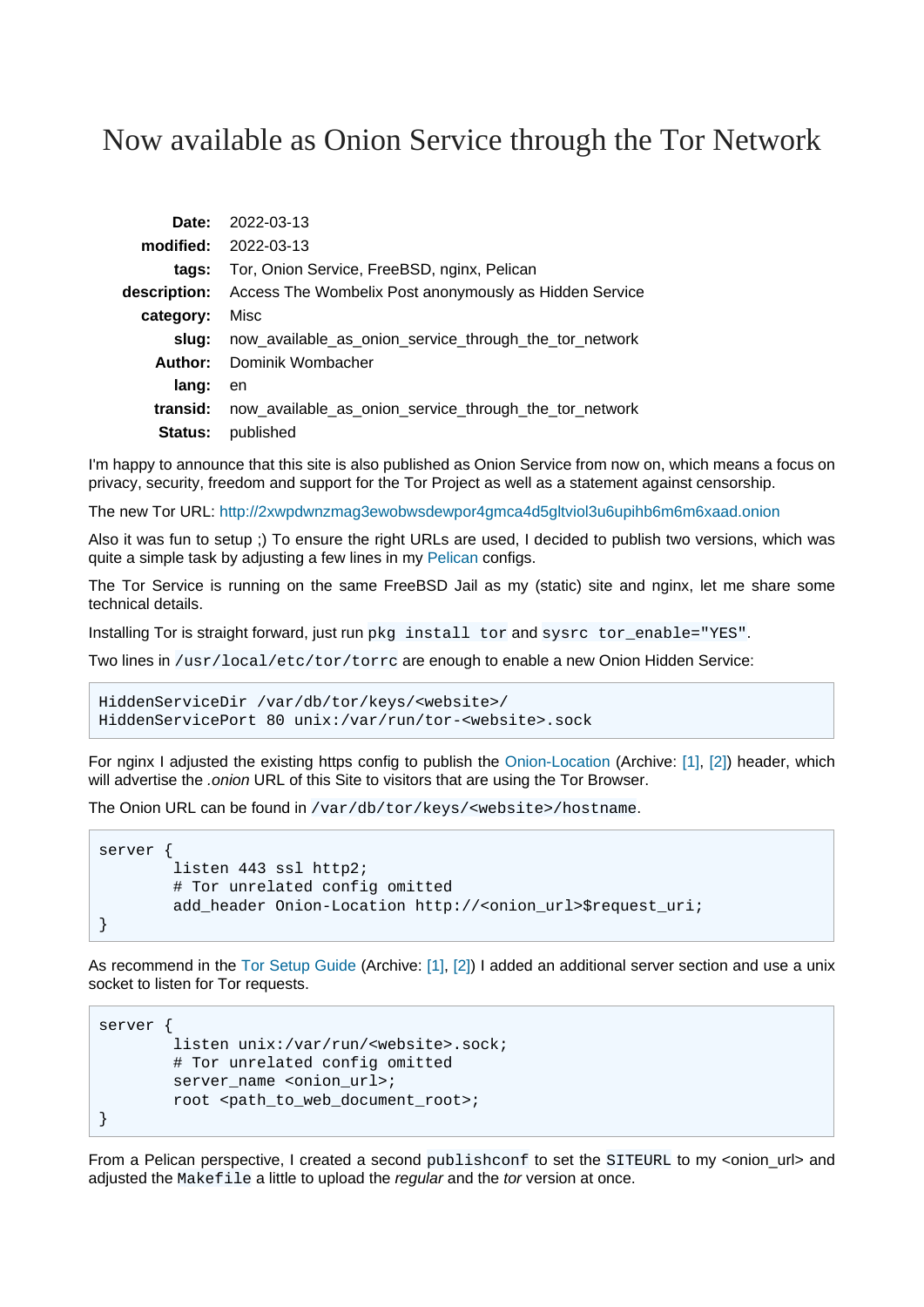# Now available as Onion Service through the Tor Network

| | |
|---|---|
| **Date:** | 2022-03-13 |
| **modified:** | 2022-03-13 |
| **tags:** | Tor, Onion Service, FreeBSD, nginx, Pelican |
| **description:** | Access The Wombelix Post anonymously as Hidden Service |
| **category:** | Misc |
| **slug:** | now_available_as_onion_service_through_the_tor_network |
| **Author:** | Dominik Wombacher |
| **lang:** | en |
| **transid:** | now_available_as_onion_service_through_the_tor_network |
| **Status:** | published |

I'm happy to announce that this site is also published as Onion Service from now on, which means a focus on privacy, security, freedom and support for the Tor Project as well as a statement against censorship.

The new Tor URL: http://2xwpdwnzmag3ewobwsdewpor4gmca4d5gltviol3u6upihb6m6m6xaad.onion

Also it was fun to setup ;) To ensure the right URLs are used, I decided to publish two versions, which was quite a simple task by adjusting a few lines in my Pelican configs.

The Tor Service is running on the same FreeBSD Jail as my (static) site and nginx, let me share some technical details.

Installing Tor is straight forward, just run `pkg install tor` and `sysrc tor_enable="YES"`.

Two lines in `/usr/local/etc/tor/torrc` are enough to enable a new Onion Hidden Service:

```
HiddenServiceDir /var/db/tor/keys/<website>/
HiddenServicePort 80 unix:/var/run/tor-<website>.sock
```

For nginx I adjusted the existing https config to publish the Onion-Location (Archive: [1], [2]) header, which will advertise the *.onion* URL of this Site to visitors that are using the Tor Browser.

The Onion URL can be found in `/var/db/tor/keys/<website>/hostname`.

```
server {
        listen 443 ssl http2;
        # Tor unrelated config omitted
        add_header Onion-Location http://<onion_url>$request_uri;
}
```

As recommend in the Tor Setup Guide (Archive: [1], [2]) I added an additional server section and use a unix socket to listen for Tor requests.

```
server {
        listen unix:/var/run/<website>.sock;
        # Tor unrelated config omitted
        server_name <onion_url>;
        root <path_to_web_document_root>;
}
```

From a Pelican perspective, I created a second `publishconf` to set the `SITEURL` to my <onion_url> and adjusted the `Makefile` a little to upload the *regular* and the *tor* version at once.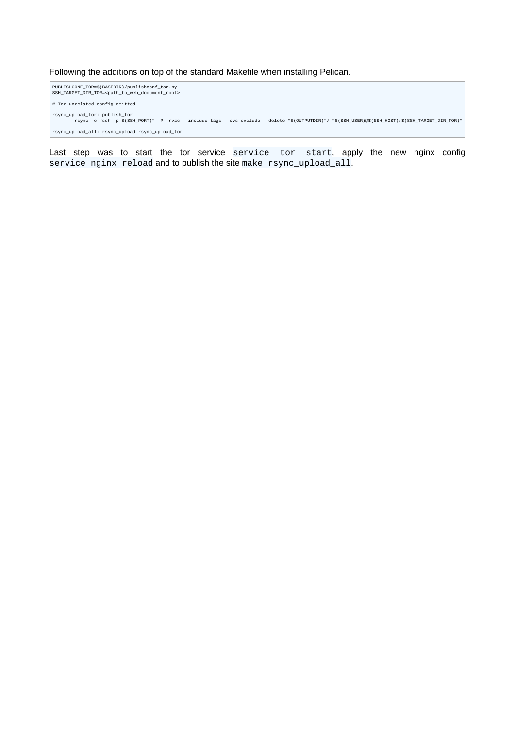Following the additions on top of the standard Makefile when installing Pelican.

```
PUBLISHCONF_TOR=$(BASEDIR)/publishconf_tor.py
SSH_TARGET_DIR_TOR=<path_to_web_document_root>

# Tor unrelated config omitted

rsync_upload_tor: publish_tor
	rsync -e "ssh -p $(SSH_PORT)" -P -rvzc --include tags --cvs-exclude --delete "$(OUTPUTDIR)"/ "$(SSH_USER)@$(SSH_HOST):$(SSH_TARGET_DIR_TOR)"

rsync_upload_all: rsync_upload rsync_upload_tor
```

Last step was to start the tor service `service tor start`, apply the new nginx config `service nginx reload` and to publish the site `make rsync_upload_all`.